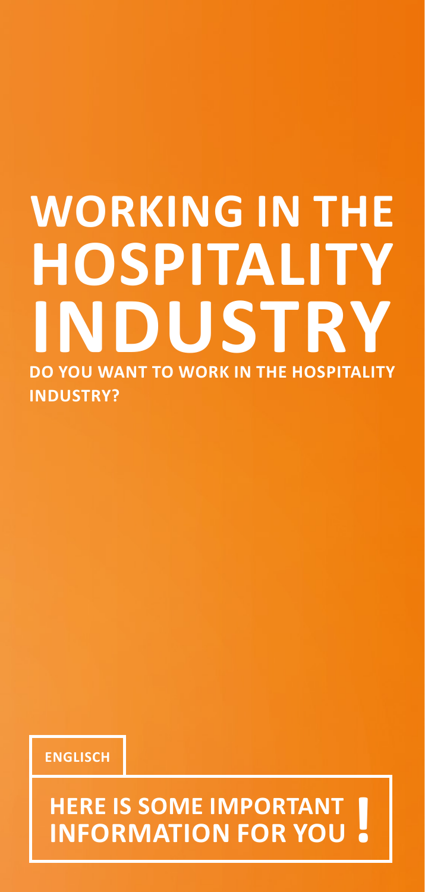# WORKING IN THE HOSPITALITY INDUSTRY

**DO YOU WANT TO WORK IN THE HOSPITALITY INDUSTRY?**

**ENGLISCH**

**HERE IS SOME IMPORTANT INFORMATION FOR YOU !**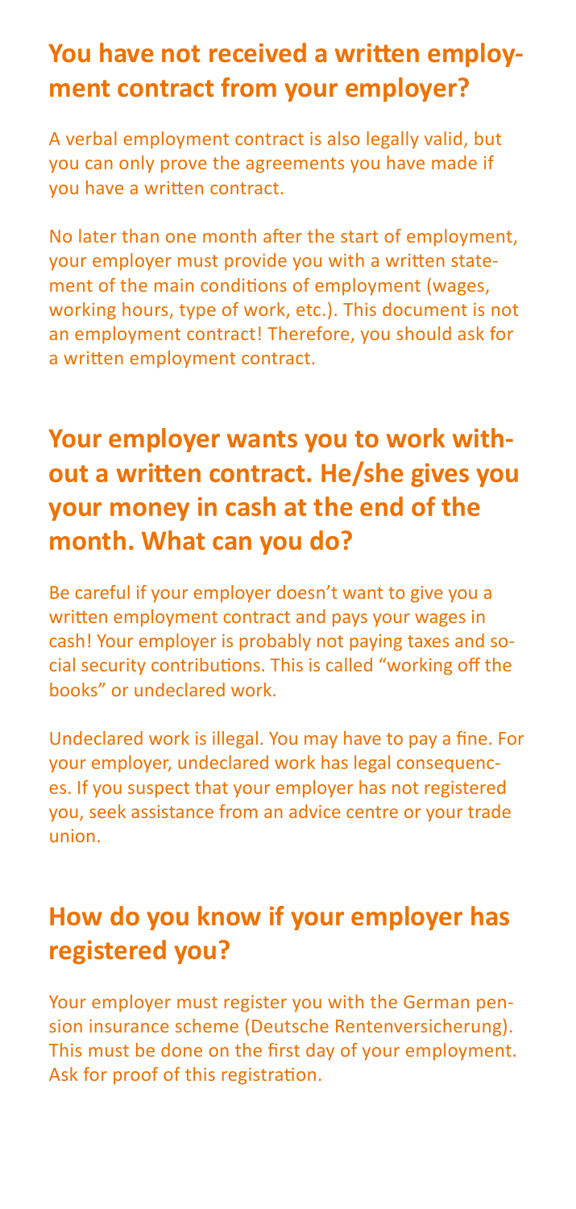## You have not received a written employment contract from your employer?

A verbal employment contract is also legally valid, but you can only prove the agreements you have made if you have a written contract.

No later than one month after the start of employment, your employer must provide you with a written statement of the main conditions of employment (wages, working hours, type of work, etc.). This document is not an employment contract! Therefore, you should ask for a written employment contract.

## Your employer wants you to work without a written contract. He/she gives you your money in cash at the end of the month. What can you do?

Be careful if your employer doesn't want to give you a written employment contract and pays your wages in cash! Your employer is probably not paying taxes and social security contributions. This is called "working off the books" or undeclared work.

Undeclared work is illegal. You may have to pay a fine. For your employer, undeclared work has legal consequences. If you suspect that your employer has not registered you, seek assistance from an advice centre or your trade union.

## How do you know if your employer has registered you?

Your employer must register you with the German pension insurance scheme (Deutsche Rentenversicherung). This must be done on the first day of your employment. Ask for proof of this registration.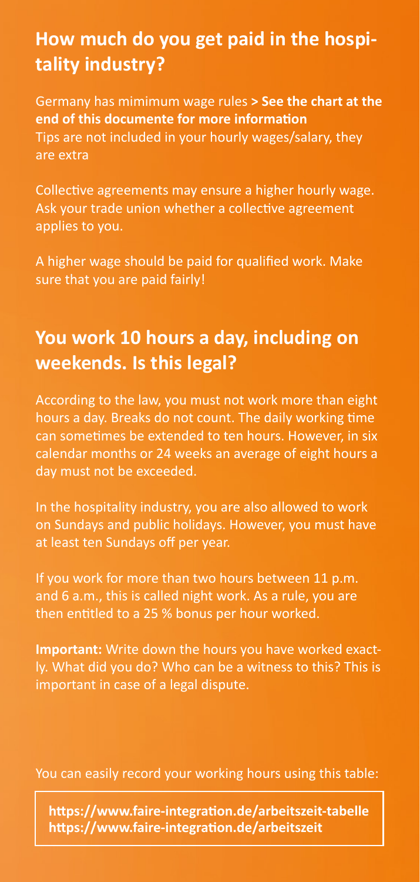## How much do you get paid in the hospitality industry?

Germany has mimimum wage rules **> See the chart at the end of this documente for more information**
Tips are not included in your hourly wages/salary, they are extra

Collective agreements may ensure a higher hourly wage. Ask your trade union whether a collective agreement applies to you.

A higher wage should be paid for qualified work. Make sure that you are paid fairly!

## You work 10 hours a day, including on weekends. Is this legal?

According to the law, you must not work more than eight hours a day. Breaks do not count. The daily working time can sometimes be extended to ten hours. However, in six calendar months or 24 weeks an average of eight hours a day must not be exceeded.

In the hospitality industry, you are also allowed to work on Sundays and public holidays. However, you must have at least ten Sundays off per year.

If you work for more than two hours between 11 p.m. and 6 a.m., this is called night work. As a rule, you are then entitled to a 25 % bonus per hour worked.

**Important:** Write down the hours you have worked exactly. What did you do? Who can be a witness to this? This is important in case of a legal dispute.

You can easily record your working hours using this table:

**https://www.faire-integration.de/arbeitszeit-tabelle**
**https://www.faire-integration.de/arbeitszeit**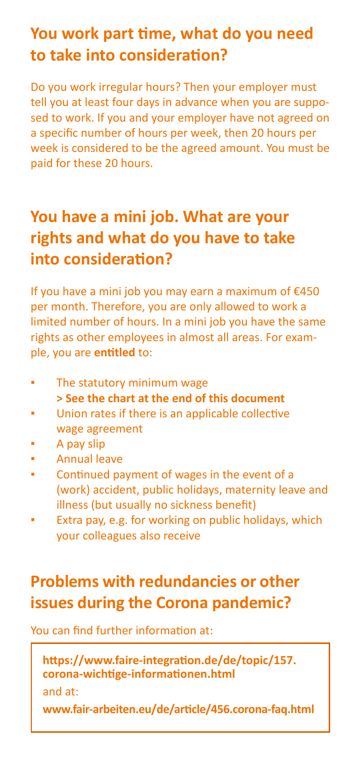## You work part time, what do you need to take into consideration?

Do you work irregular hours? Then your employer must tell you at least four days in advance when you are supposed to work. If you and your employer have not agreed on a specific number of hours per week, then 20 hours per week is considered to be the agreed amount. You must be paid for these 20 hours.

## You have a mini job. What are your rights and what do you have to take into consideration?

If you have a mini job you may earn a maximum of €450 per month. Therefore, you are only allowed to work a limited number of hours. In a mini job you have the same rights as other employees in almost all areas. For example, you are **entitled** to:

- The statutory minimum wage
  **> See the chart at the end of this document**
- Union rates if there is an applicable collective wage agreement
- A pay slip
- Annual leave
- Continued payment of wages in the event of a (work) accident, public holidays, maternity leave and illness (but usually no sickness benefit)
- Extra pay, e.g. for working on public holidays, which your colleagues also receive

## Problems with redundancies or other issues during the Corona pandemic?

You can find further information at:

**https://www.faire-integration.de/de/topic/157.corona-wichtige-informationen.html**

and at:

**www.fair-arbeiten.eu/de/article/456.corona-faq.html**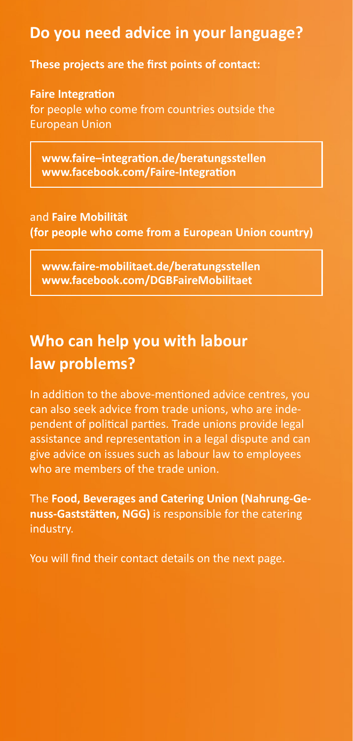## Do you need advice in your language?

**These projects are the first points of contact:**

**Faire Integration**
for people who come from countries outside the European Union

> **www.faire–integration.de/beratungsstellen**
> **www.facebook.com/Faire-Integration**

and **Faire Mobilität**
**(for people who come from a European Union country)**

> **www.faire-mobilitaet.de/beratungsstellen**
> **www.facebook.com/DGBFaireMobilitaet**

## Who can help you with labour law problems?

In addition to the above-mentioned advice centres, you can also seek advice from trade unions, who are independent of political parties. Trade unions provide legal assistance and representation in a legal dispute and can give advice on issues such as labour law to employees who are members of the trade union.

The **Food, Beverages and Catering Union (Nahrung-Genuss-Gaststätten, NGG)** is responsible for the catering industry.

You will find their contact details on the next page.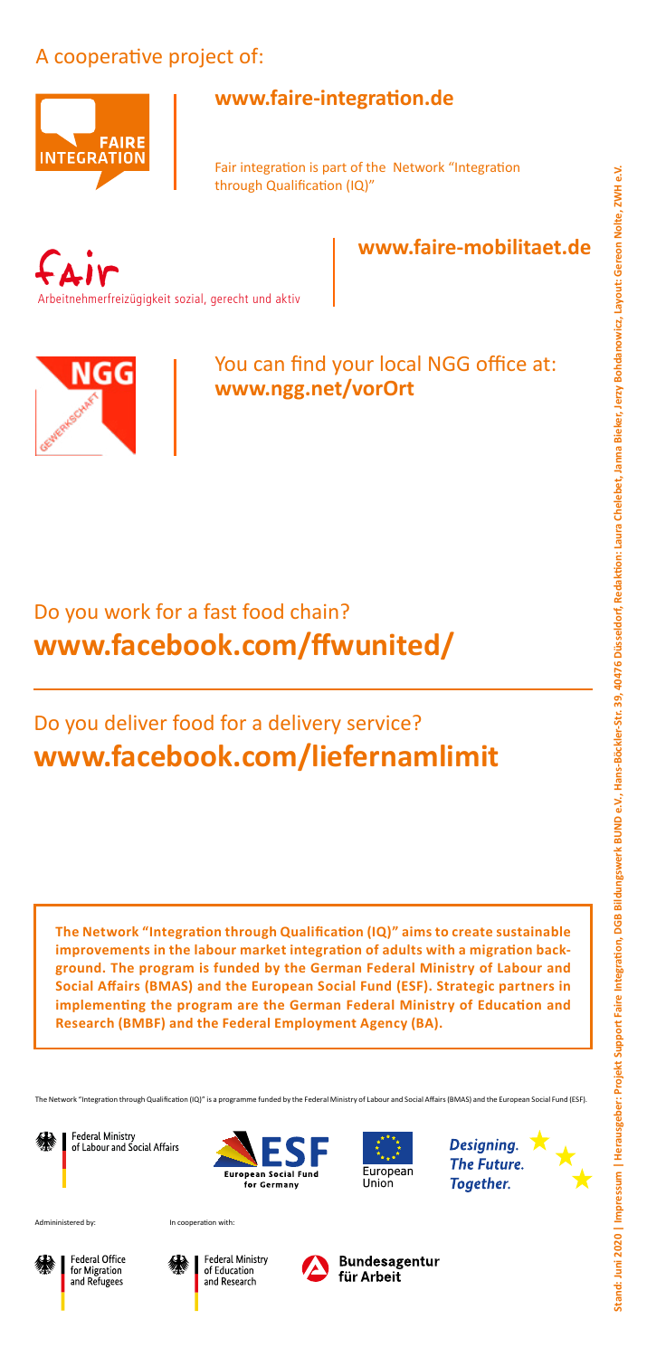A cooperative project of:

**www.faire-integration.de**

Fair integration is part of the Network "Integration through Qualification (IQ)"

Fair
Arbeitnehmerfreizügigkeit sozial, gerecht und aktiv

**www.faire-mobilitaet.de**

You can find your local NGG office at:
**www.ngg.net/vorOrt**

## Do you work for a fast food chain?
## **www.facebook.com/ffwunited/**

## Do you deliver food for a delivery service?
## **www.facebook.com/liefernamlimit**

**The Network "Integration through Qualification (IQ)" aims to create sustainable improvements in the labour market integration of adults with a migration background. The program is funded by the German Federal Ministry of Labour and Social Affairs (BMAS) and the European Social Fund (ESF). Strategic partners in implementing the program are the German Federal Ministry of Education and Research (BMBF) and the Federal Employment Agency (BA).**

The Network "Integration through Qualification (IQ)" is a programme funded by the Federal Ministry of Labour and Social Affairs (BMAS) and the European Social Fund (ESF).

Federal Ministry of Labour and Social Affairs

ESF European Social Fund for Germany

European Union

*Designing. The Future. Together.*

Admininistered by:

Federal Office for Migration and Refugees

In cooperation with:

Federal Ministry of Education and Research

Bundesagentur für Arbeit

**Stand: Juni 2020 | Impressum | Herausgeber: Projekt Support Faire Integration, DGB Bildungswerk BUND e.V., Hans-Böckler-Str. 39, 40476 Düsseldorf, Redaktion: Laura Chelebet, Janna Bieker, Jerzy Bohdanowicz, Layout: Gereon Nolte, ZWH e.V.**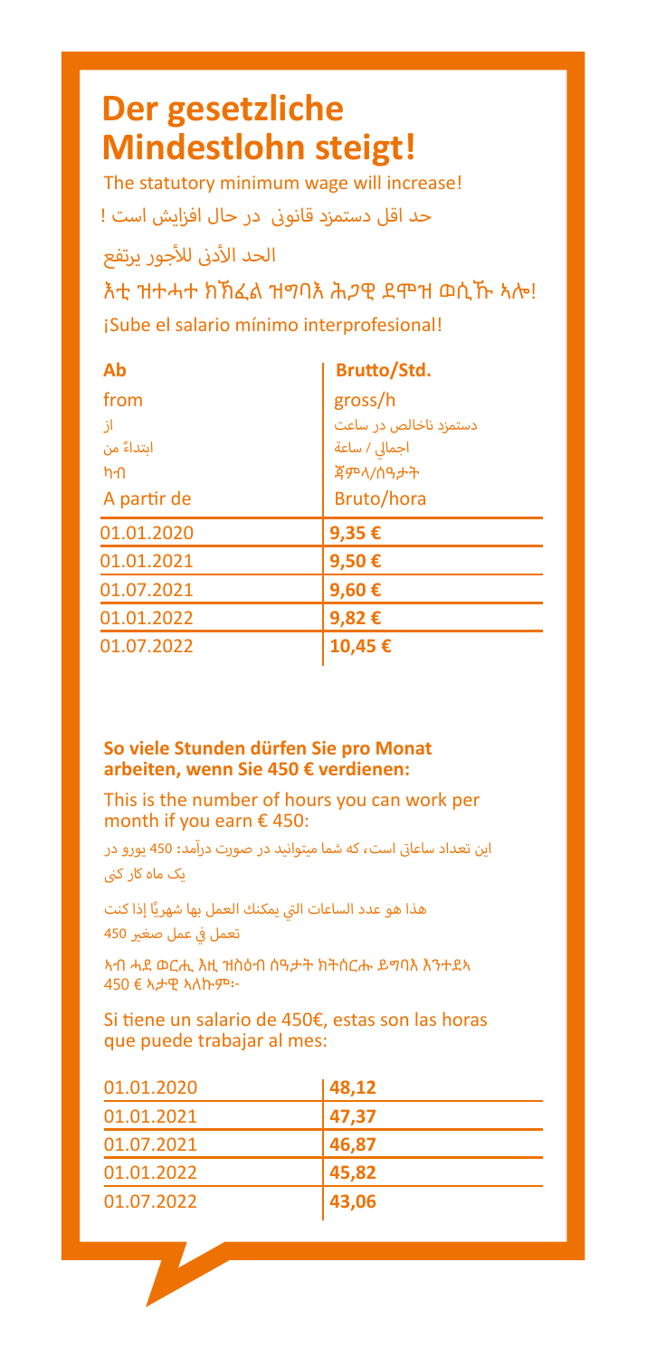# Der gesetzliche Mindestlohn steigt!

The statutory minimum wage will increase!

حد اقل دستمزد قانونی در حال افزایش است !

الحد الأدنى للأجور يرتفع

እቲ ዝተሓተ ክኽፈል ዝግበእ ሕጋዊ ደሞዝ ወሲኹ ኣሎ!

¡Sube el salario mínimo interprofesional!

| Ab<br>from<br>از<br>ابتداءً من<br>ካብ<br>A partir de | Brutto/Std.<br>gross/h<br>دستمزد ناخالص در ساعت<br>اجمالي / ساعة<br>ጽምላ/ሰዓታት<br>Bruto/hora |
|---|---|
| 01.01.2020 | **9,35 €** |
| 01.01.2021 | **9,50 €** |
| 01.07.2021 | **9,60 €** |
| 01.01.2022 | **9,82 €** |
| 01.07.2022 | **10,45 €** |

**So viele Stunden dürfen Sie pro Monat arbeiten, wenn Sie 450 € verdienen:**

This is the number of hours you can work per month if you earn € 450:

این تعداد ساعاتی است، که شما میتوانید در صورت درآمد: 450 یورو در یک ماه کار کنی

هذا هو عدد الساعات التي يمكنك العمل بها شهريًا إذا كنت تعمل في عمل صغير 450

ኣብ ሓደ ወርሒ እዚ ዝስዕብ ሰዓታት ክትሰርሑ ይግባእ እንተደኣ 450 € ኣታዊ ኣለኩም፡-

Si tiene un salario de 450€, estas son las horas que puede trabajar al mes:

| | |
|---|---|
| 01.01.2020 | **48,12** |
| 01.01.2021 | **47,37** |
| 01.07.2021 | **46,87** |
| 01.01.2022 | **45,82** |
| 01.07.2022 | **43,06** |